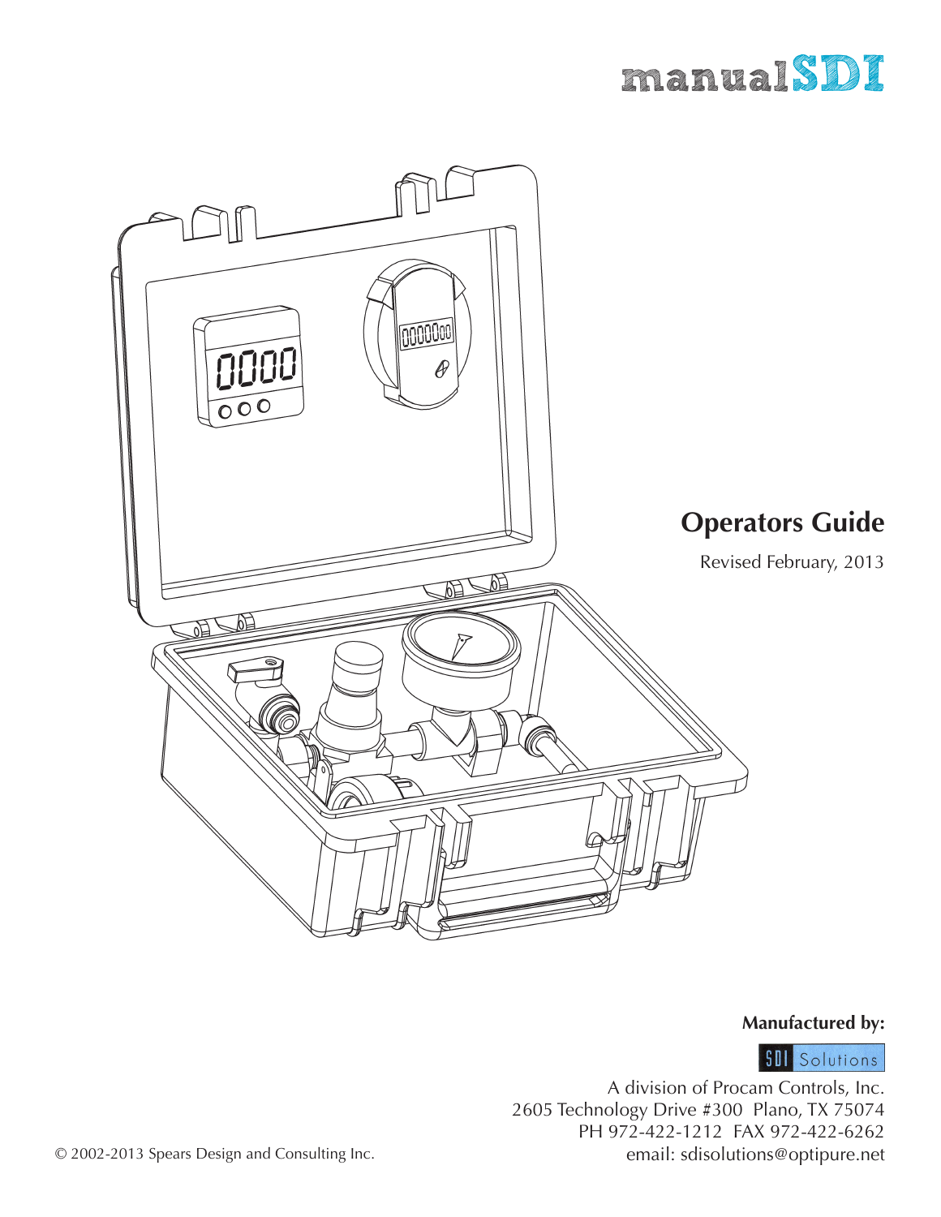# manualSDI

## Operators Guide

Revised February, 2013

**Manufactured by:**

SDI Solutions

A division of Procam Controls, Inc.
2605 Technology Drive #300 Plano, TX 75074
PH 972-422-1212 FAX 972-422-6262
email: sdisolutions@optipure.net

© 2002-2013 Spears Design and Consulting Inc.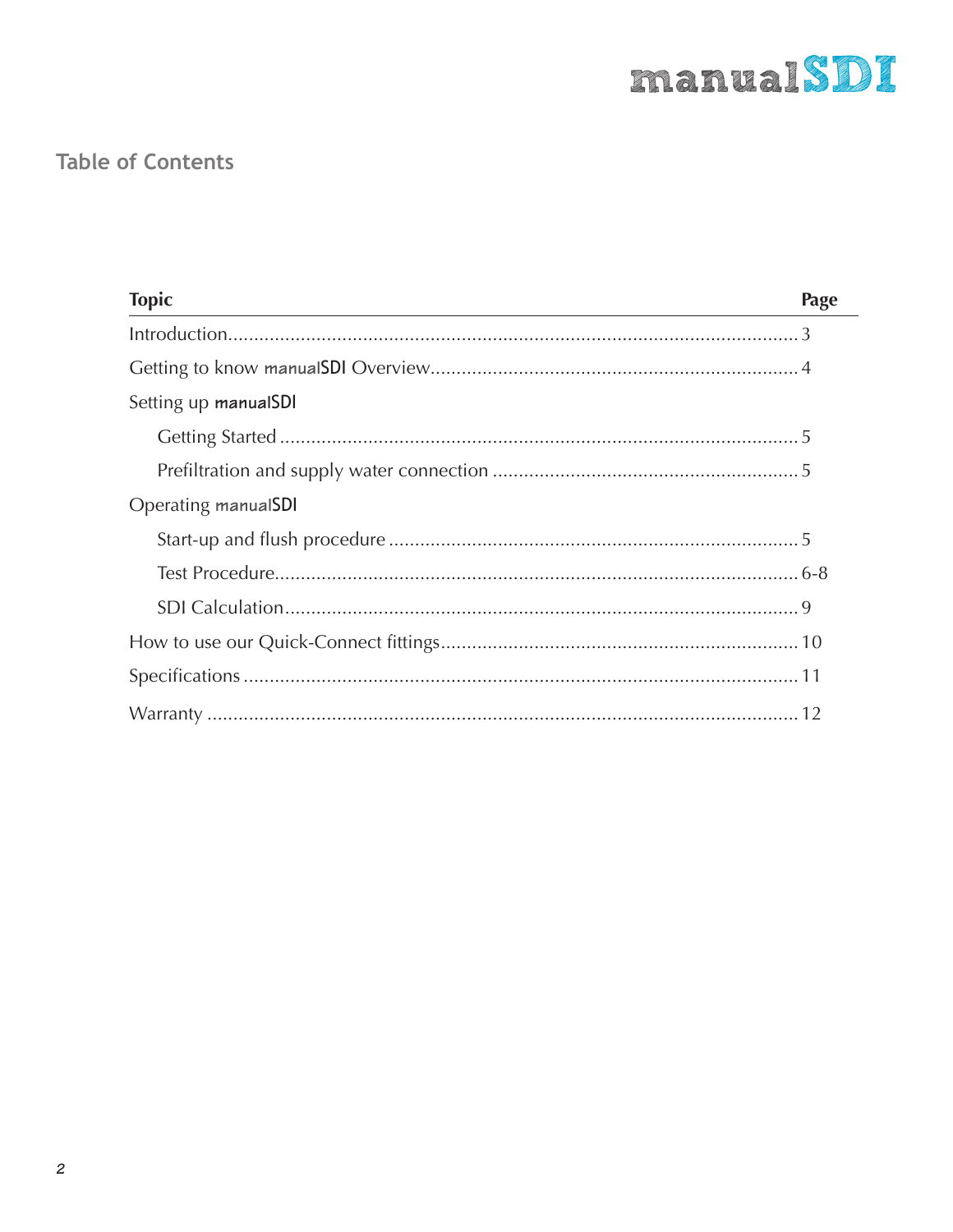## Table of Contents

| Topic | Page |
| --- | --- |
| Introduction | 3 |
| Getting to know manualSDI Overview | 4 |
| Setting up manualSDI | |
| Getting Started | 5 |
| Prefiltration and supply water connection | 5 |
| Operating manualSDI | |
| Start-up and flush procedure | 5 |
| Test Procedure | 6-8 |
| SDI Calculation | 9 |
| How to use our Quick-Connect fittings | 10 |
| Specifications | 11 |
| Warranty | 12 |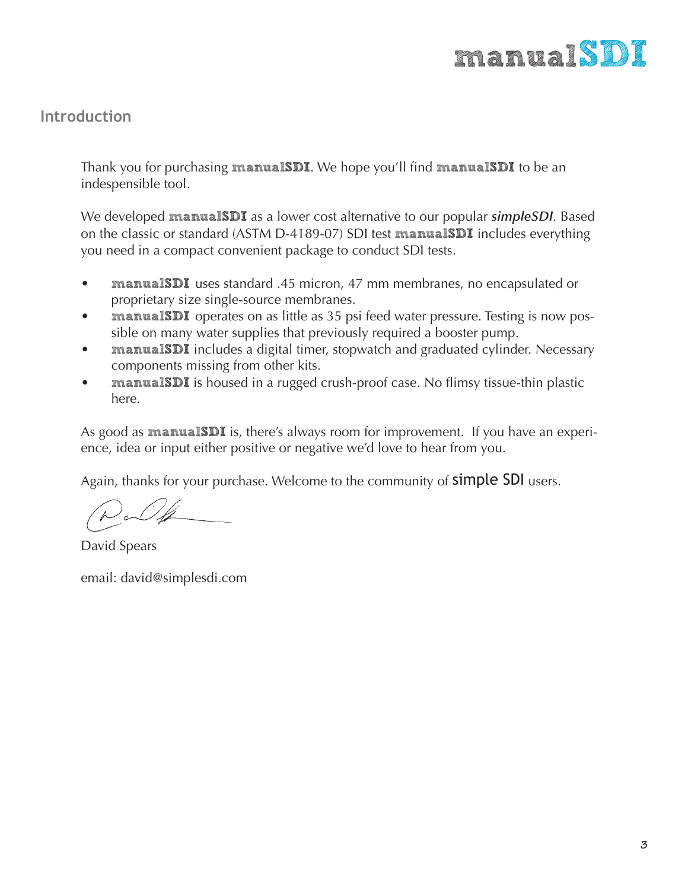## Introduction

Thank you for purchasing **manualSDI**. We hope you'll find **manualSDI** to be an indespensible tool.

We developed **manualSDI** as a lower cost alternative to our popular ***simpleSDI***. Based on the classic or standard (ASTM D-4189-07) SDI test **manualSDI** includes everything you need in a compact convenient package to conduct SDI tests.

- **manualSDI** uses standard .45 micron, 47 mm membranes, no encapsulated or proprietary size single-source membranes.
- **manualSDI** operates on as little as 35 psi feed water pressure. Testing is now possible on many water supplies that previously required a booster pump.
- **manualSDI** includes a digital timer, stopwatch and graduated cylinder. Necessary components missing from other kits.
- **manualSDI** is housed in a rugged crush-proof case. No flimsy tissue-thin plastic here.

As good as **manualSDI** is, there's always room for improvement. If you have an experience, idea or input either positive or negative we'd love to hear from you.

Again, thanks for your purchase. Welcome to the community of simple SDI users.

David Spears

email: david@simplesdi.com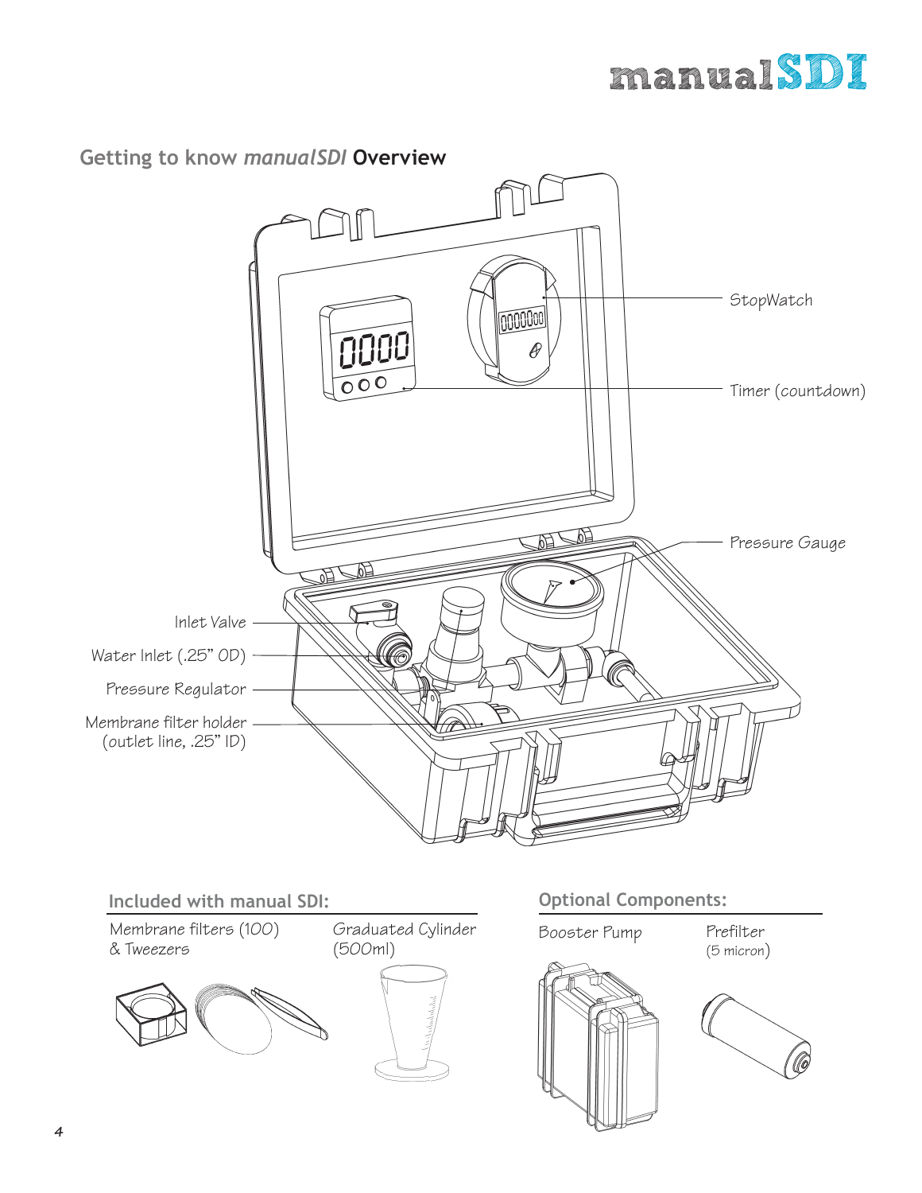## Getting to know *manualSDI* **Overview**

StopWatch

Timer (countdown)

Pressure Gauge

Inlet Valve

Water Inlet (.25" OD)

Pressure Regulator

Membrane filter holder (outlet line, .25" ID)

### Included with manual SDI:

Membrane filters (100) & Tweezers

Graduated Cylinder (500ml)

### Optional Components:

Booster Pump

Prefilter (5 micron)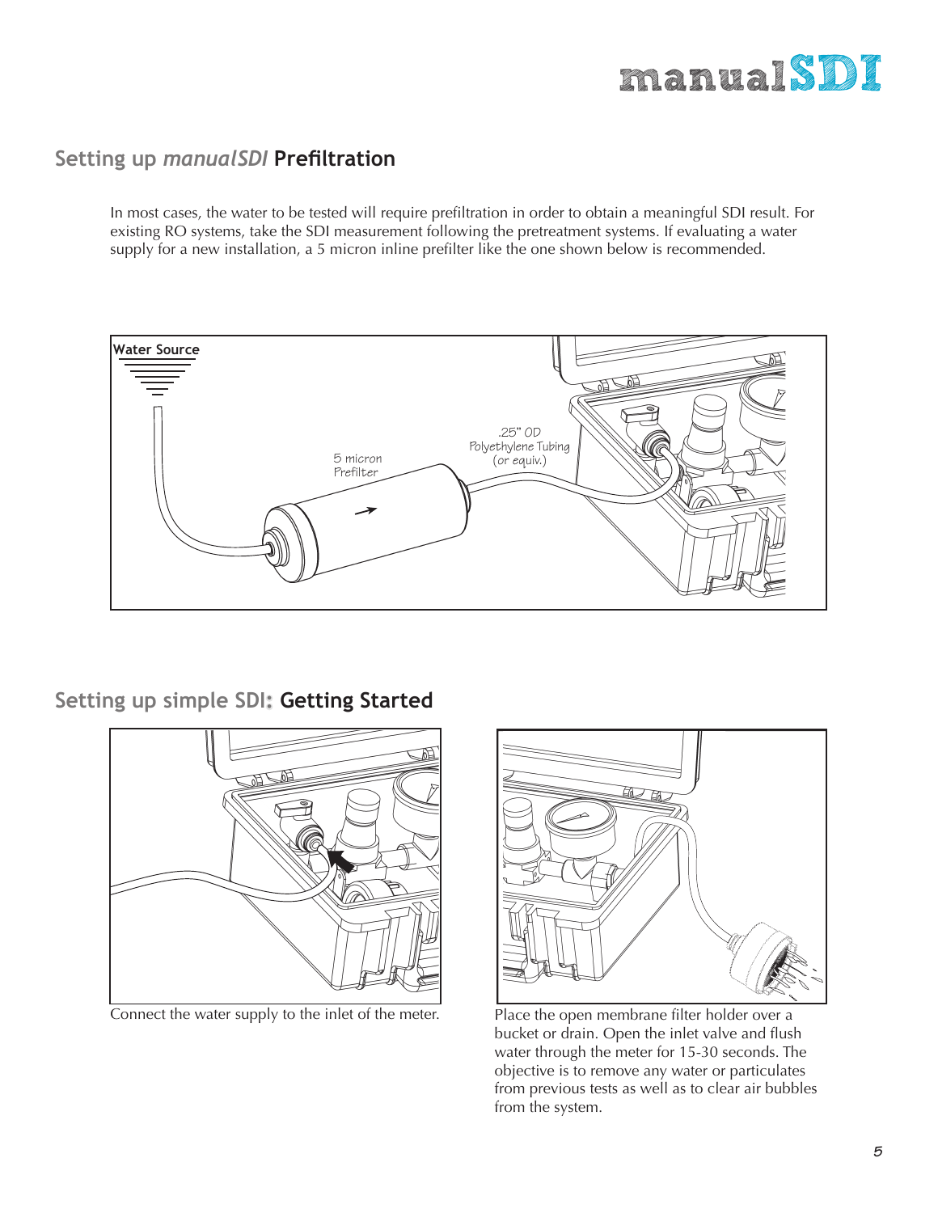## Setting up *manualSDI* **Prefiltration**

In most cases, the water to be tested will require prefiltration in order to obtain a meaningful SDI result. For existing RO systems, take the SDI measurement following the pretreatment systems. If evaluating a water supply for a new installation, a 5 micron inline prefilter like the one shown below is recommended.

Water Source

5 micron Prefilter

.25" OD Polyethylene Tubing (or equiv.)

## Setting up simple SDI: **Getting Started**

Connect the water supply to the inlet of the meter.

Place the open membrane filter holder over a bucket or drain. Open the inlet valve and flush water through the meter for 15-30 seconds. The objective is to remove any water or particulates from previous tests as well as to clear air bubbles from the system.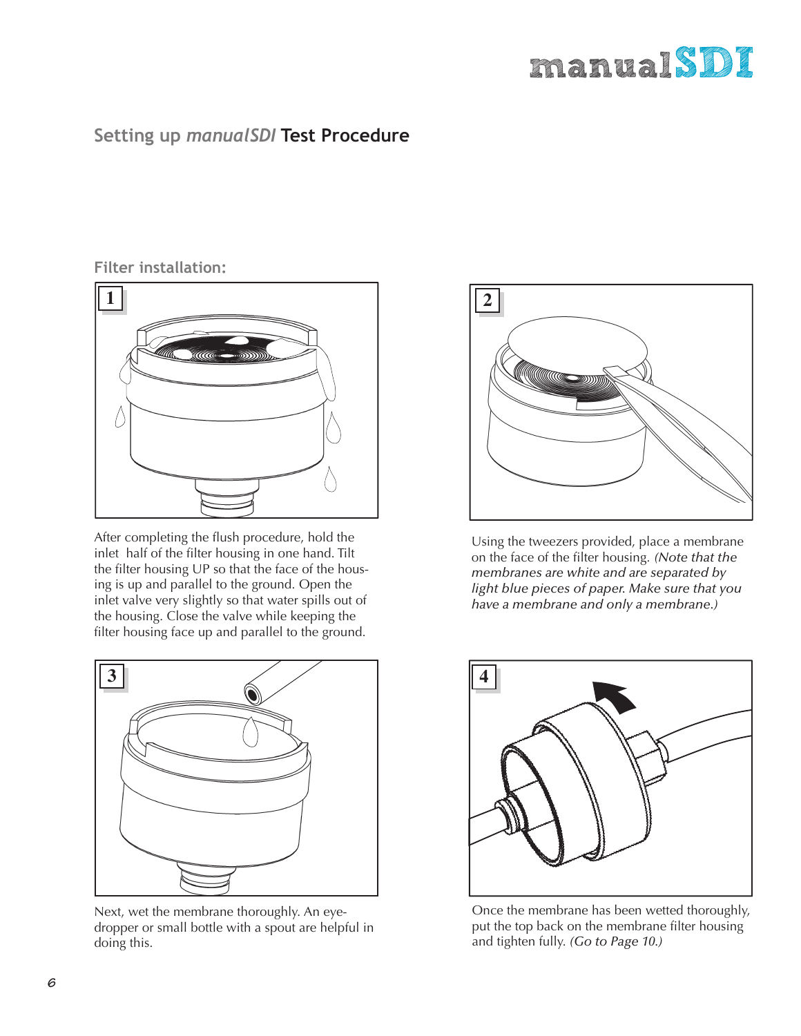## Setting up *manualSDI* Test Procedure

### Filter installation:

1

After completing the flush procedure, hold the inlet half of the filter housing in one hand. Tilt the filter housing UP so that the face of the housing is up and parallel to the ground. Open the inlet valve very slightly so that water spills out of the housing. Close the valve while keeping the filter housing face up and parallel to the ground.

2

Using the tweezers provided, place a membrane on the face of the filter housing. *(Note that the membranes are white and are separated by light blue pieces of paper. Make sure that you have a membrane and only a membrane.)*

3

Next, wet the membrane thoroughly. An eye-dropper or small bottle with a spout are helpful in doing this.

4

Once the membrane has been wetted thoroughly, put the top back on the membrane filter housing and tighten fully. *(Go to Page 10.)*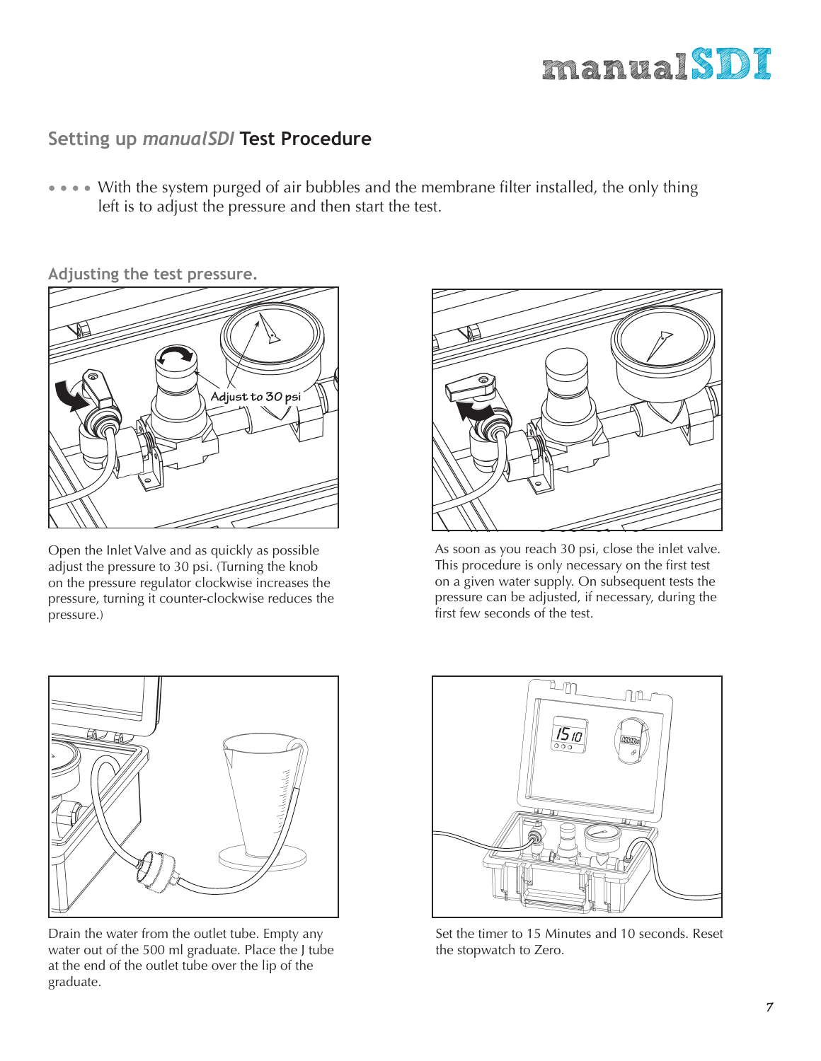## Setting up *manualSDI* **Test Procedure**

• • • • With the system purged of air bubbles and the membrane filter installed, the only thing left is to adjust the pressure and then start the test.

### Adjusting the test pressure.

Open the Inlet Valve and as quickly as possible adjust the pressure to 30 psi. (Turning the knob on the pressure regulator clockwise increases the pressure, turning it counter-clockwise reduces the pressure.)

As soon as you reach 30 psi, close the inlet valve. This procedure is only necessary on the first test on a given water supply. On subsequent tests the pressure can be adjusted, if necessary, during the first few seconds of the test.

Drain the water from the outlet tube. Empty any water out of the 500 ml graduate. Place the J tube at the end of the outlet tube over the lip of the graduate.

Set the timer to 15 Minutes and 10 seconds. Reset the stopwatch to Zero.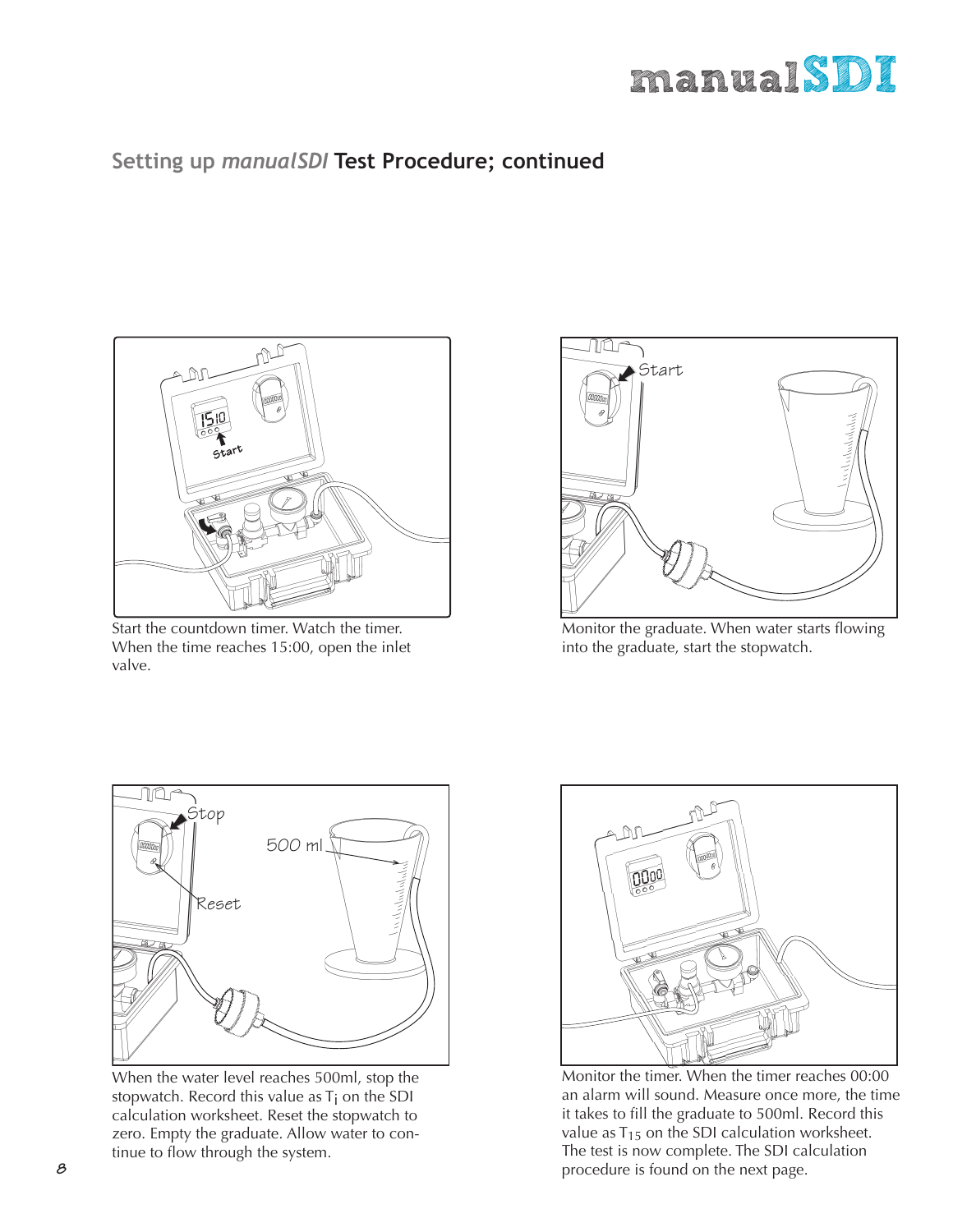## Setting up *manualSDI* **Test Procedure; continued**

Start the countdown timer. Watch the timer. When the time reaches 15:00, open the inlet valve.

Monitor the graduate. When water starts flowing into the graduate, start the stopwatch.

When the water level reaches 500ml, stop the stopwatch. Record this value as $T_i$ on the SDI calculation worksheet. Reset the stopwatch to zero. Empty the graduate. Allow water to continue to flow through the system.

Monitor the timer. When the timer reaches 00:00 an alarm will sound. Measure once more, the time it takes to fill the graduate to 500ml. Record this value as $T_{15}$ on the SDI calculation worksheet. The test is now complete. The SDI calculation procedure is found on the next page.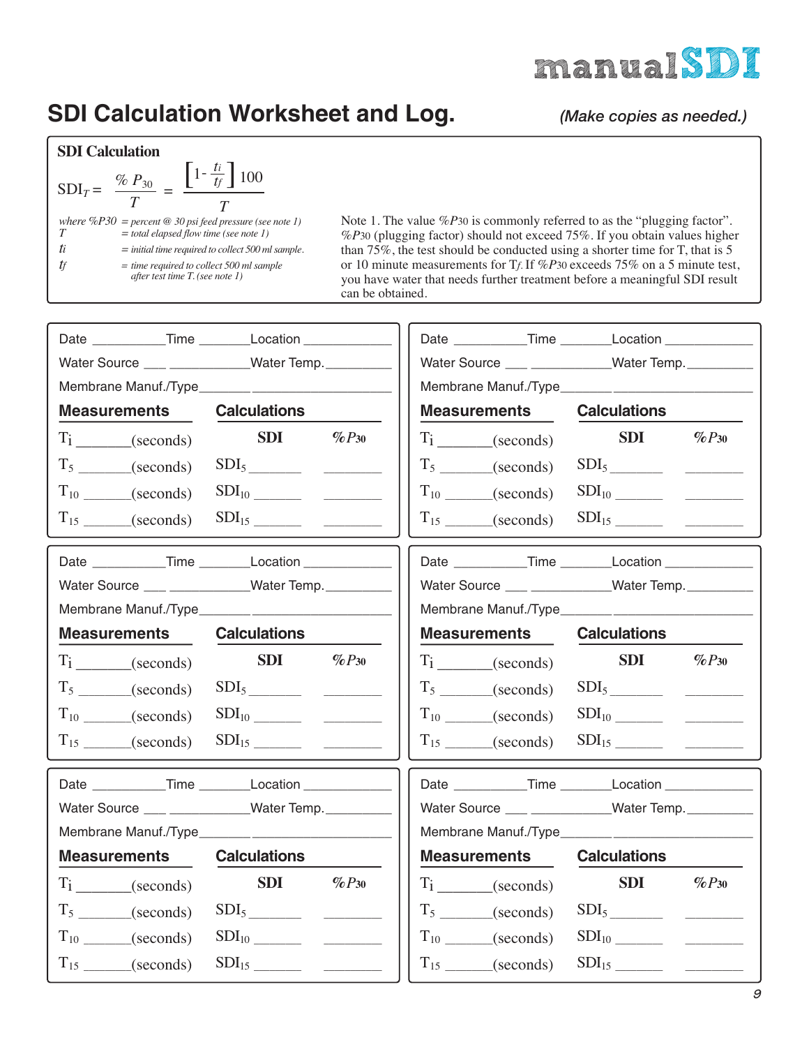# SDI Calculation Worksheet and Log.

*(Make copies as needed.)*

**SDI Calculation**

$$SDI_T = \frac{\%P_{30}}{T} = \frac{\left[1 - \frac{t_i}{t_f}\right] 100}{T}$$

*where %P30 = percent @ 30 psi feed pressure (see note 1)*
*T = total elapsed flow time (see note 1)*
*ti = initial time required to collect 500 ml sample.*
*tf = time required to collect 500 ml sample after test time T. (see note 1)*

Note 1. The value $\%P_{30}$ is commonly referred to as the "plugging factor". $\%P_{30}$ (plugging factor) should not exceed 75%. If you obtain values higher than 75%, the test should be conducted using a shorter time for T, that is 5 or 10 minute measurements for $T_f$. If $\%P_{30}$ exceeds 75% on a 5 minute test, you have water that needs further treatment before a meaningful SDI result can be obtained.

---

Date __________ Time _______ Location ____________

Water Source ___ ___________ Water Temp. _________

Membrane Manuf./Type _______ ___________________

| Measurements | Calculations | |
|---|---|---|
| | **SDI** | **$\%P_{30}$** |
| $T_i$ _______ (seconds) | | |
| $T_5$ _______ (seconds) | $SDI_5$ _______ | _______ |
| $T_{10}$ _______ (seconds) | $SDI_{10}$ _______ | _______ |
| $T_{15}$ _______ (seconds) | $SDI_{15}$ _______ | _______ |

---

Date __________ Time _______ Location ____________

Water Source ___ ___________ Water Temp. _________

Membrane Manuf./Type _______ ___________________

| Measurements | Calculations | |
|---|---|---|
| | **SDI** | **$\%P_{30}$** |
| $T_i$ _______ (seconds) | | |
| $T_5$ _______ (seconds) | $SDI_5$ _______ | _______ |
| $T_{10}$ _______ (seconds) | $SDI_{10}$ _______ | _______ |
| $T_{15}$ _______ (seconds) | $SDI_{15}$ _______ | _______ |

---

Date __________ Time _______ Location ____________

Water Source ___ ___________ Water Temp. _________

Membrane Manuf./Type _______ ___________________

| Measurements | Calculations | |
|---|---|---|
| | **SDI** | **$\%P_{30}$** |
| $T_i$ _______ (seconds) | | |
| $T_5$ _______ (seconds) | $SDI_5$ _______ | _______ |
| $T_{10}$ _______ (seconds) | $SDI_{10}$ _______ | _______ |
| $T_{15}$ _______ (seconds) | $SDI_{15}$ _______ | _______ |

---

Date __________ Time _______ Location ____________

Water Source ___ ___________ Water Temp. _________

Membrane Manuf./Type _______ ___________________

| Measurements | Calculations | |
|---|---|---|
| | **SDI** | **$\%P_{30}$** |
| $T_i$ _______ (seconds) | | |
| $T_5$ _______ (seconds) | $SDI_5$ _______ | _______ |
| $T_{10}$ _______ (seconds) | $SDI_{10}$ _______ | _______ |
| $T_{15}$ _______ (seconds) | $SDI_{15}$ _______ | _______ |

---

Date __________ Time _______ Location ____________

Water Source ___ ___________ Water Temp. _________

Membrane Manuf./Type _______ ___________________

| Measurements | Calculations | |
|---|---|---|
| | **SDI** | **$\%P_{30}$** |
| $T_i$ _______ (seconds) | | |
| $T_5$ _______ (seconds) | $SDI_5$ _______ | _______ |
| $T_{10}$ _______ (seconds) | $SDI_{10}$ _______ | _______ |
| $T_{15}$ _______ (seconds) | $SDI_{15}$ _______ | _______ |

---

Date __________ Time _______ Location ____________

Water Source ___ ___________ Water Temp. _________

Membrane Manuf./Type _______ ___________________

| Measurements | Calculations | |
|---|---|---|
| | **SDI** | **$\%P_{30}$** |
| $T_i$ _______ (seconds) | | |
| $T_5$ _______ (seconds) | $SDI_5$ _______ | _______ |
| $T_{10}$ _______ (seconds) | $SDI_{10}$ _______ | _______ |
| $T_{15}$ _______ (seconds) | $SDI_{15}$ _______ | _______ |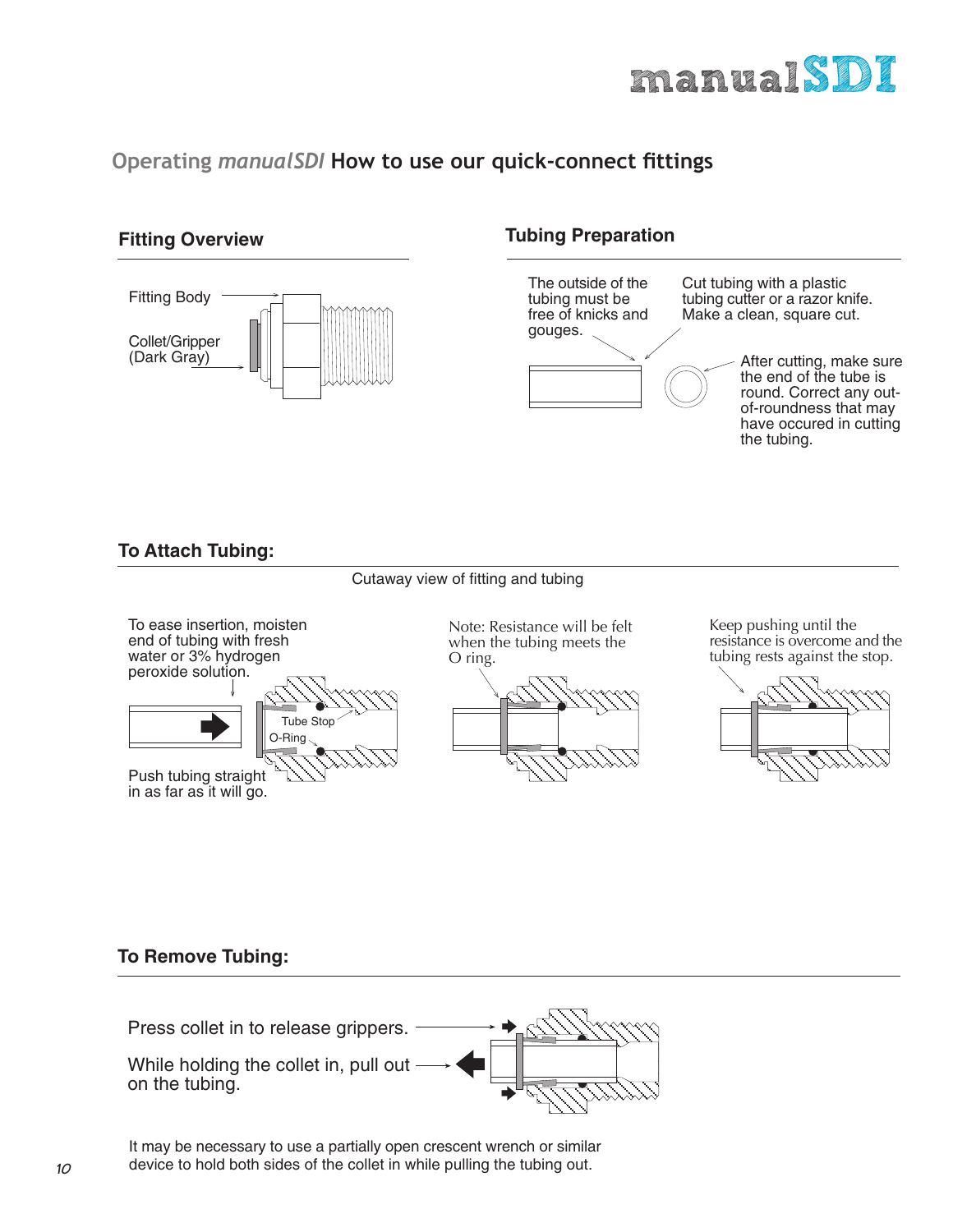## Operating *manualSDI* How to use our quick-connect fittings

### Fitting Overview

Fitting Body

Collet/Gripper (Dark Gray)

### Tubing Preparation

The outside of the tubing must be free of knicks and gouges.

Cut tubing with a plastic tubing cutter or a razor knife. Make a clean, square cut.

After cutting, make sure the end of the tube is round. Correct any out-of-roundness that may have occured in cutting the tubing.

### To Attach Tubing:

Cutaway view of fitting and tubing

To ease insertion, moisten end of tubing with fresh water or 3% hydrogen peroxide solution.

Tube Stop

O-Ring

Push tubing straight in as far as it will go.

Note: Resistance will be felt when the tubing meets the O ring.

Keep pushing until the resistance is overcome and the tubing rests against the stop.

### To Remove Tubing:

Press collet in to release grippers.

While holding the collet in, pull out on the tubing.

It may be necessary to use a partially open crescent wrench or similar device to hold both sides of the collet in while pulling the tubing out.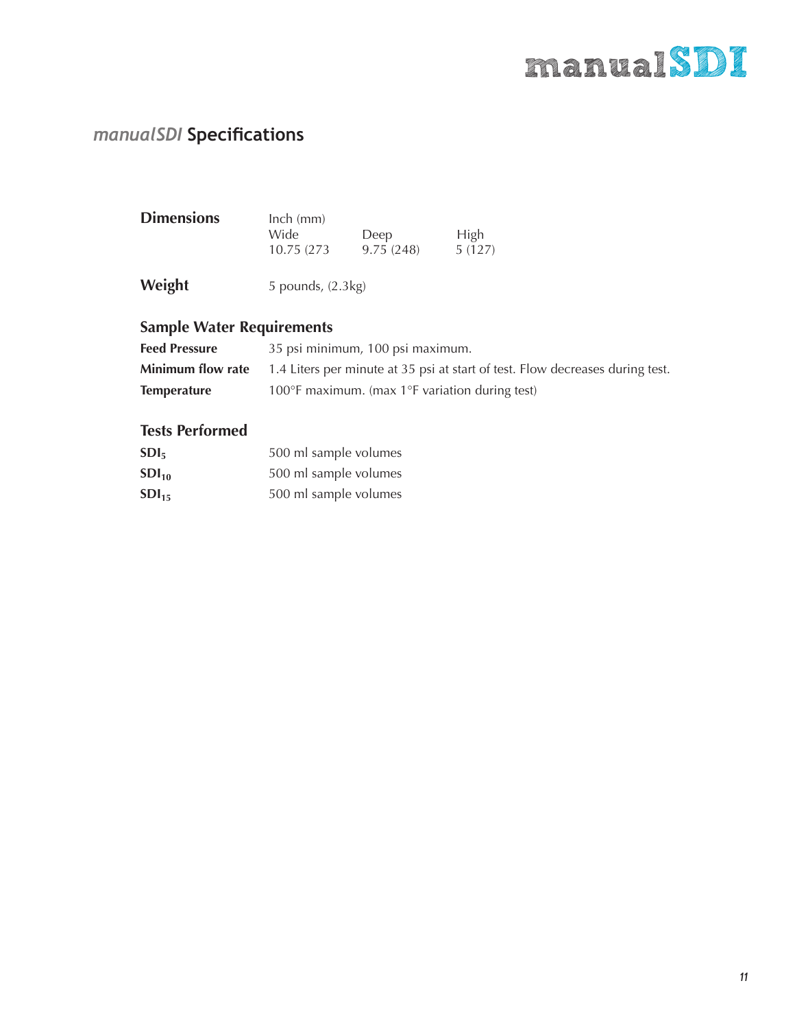## *manualSDI* Specifications

| **Dimensions** | Inch (mm) | | |
|---|---|---|---|
| | Wide | Deep | High |
| | 10.75 (273 | 9.75 (248) | 5 (127) |

**Weight** 5 pounds, (2.3kg)

### Sample Water Requirements

| | |
|---|---|
| **Feed Pressure** | 35 psi minimum, 100 psi maximum. |
| **Minimum flow rate** | 1.4 Liters per minute at 35 psi at start of test. Flow decreases during test. |
| **Temperature** | 100°F maximum. (max 1°F variation during test) |

### Tests Performed

| | |
|---|---|
| **$SDI_5$** | 500 ml sample volumes |
| **$SDI_{10}$** | 500 ml sample volumes |
| **$SDI_{15}$** | 500 ml sample volumes |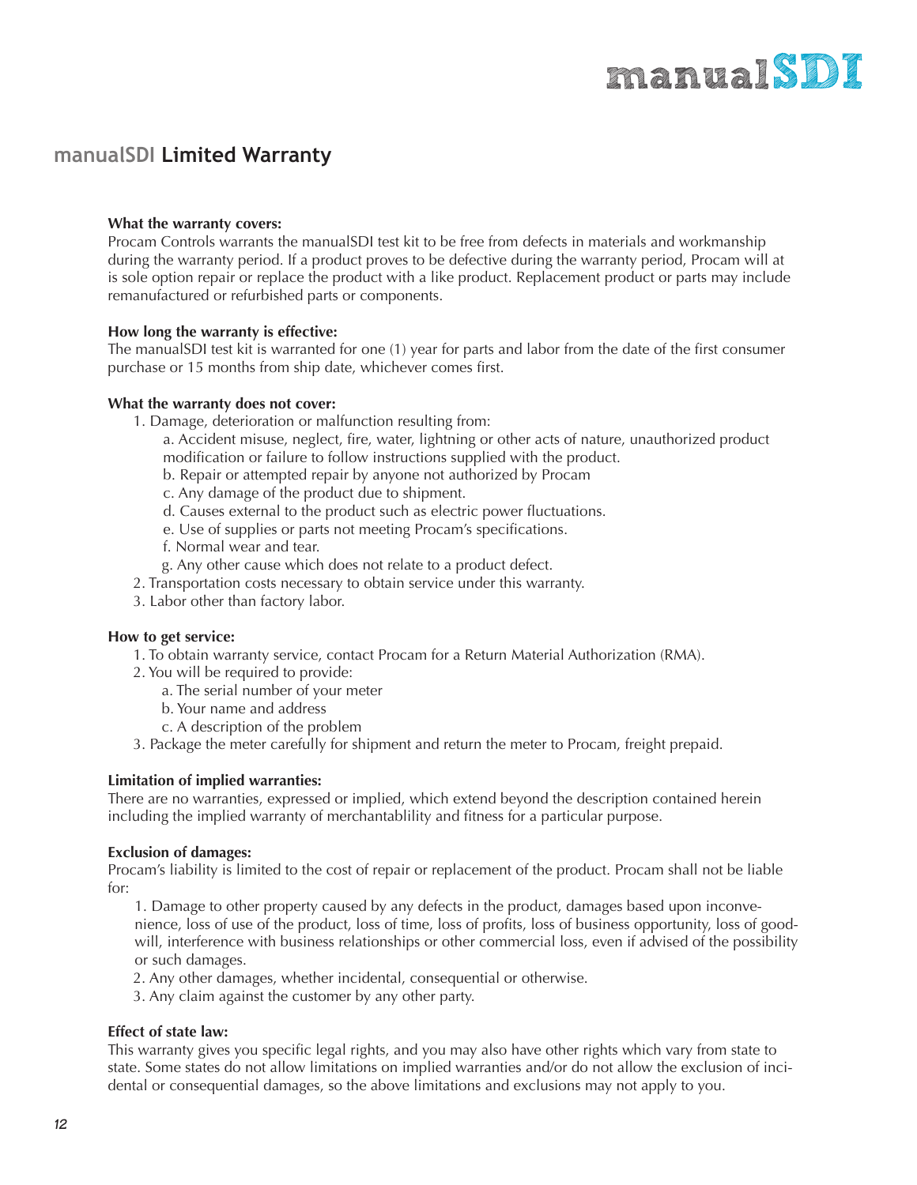## manualSDI Limited Warranty

**What the warranty covers:**
Procam Controls warrants the manualSDI test kit to be free from defects in materials and workmanship during the warranty period. If a product proves to be defective during the warranty period, Procam will at is sole option repair or replace the product with a like product. Replacement product or parts may include remanufactured or refurbished parts or components.

**How long the warranty is effective:**
The manualSDI test kit is warranted for one (1) year for parts and labor from the date of the first consumer purchase or 15 months from ship date, whichever comes first.

**What the warranty does not cover:**

1. Damage, deterioration or malfunction resulting from:
   a. Accident misuse, neglect, fire, water, lightning or other acts of nature, unauthorized product modification or failure to follow instructions supplied with the product.
   b. Repair or attempted repair by anyone not authorized by Procam
   c. Any damage of the product due to shipment.
   d. Causes external to the product such as electric power fluctuations.
   e. Use of supplies or parts not meeting Procam's specifications.
   f. Normal wear and tear.
   g. Any other cause which does not relate to a product defect.
2. Transportation costs necessary to obtain service under this warranty.
3. Labor other than factory labor.

**How to get service:**

1. To obtain warranty service, contact Procam for a Return Material Authorization (RMA).
2. You will be required to provide:
   a. The serial number of your meter
   b. Your name and address
   c. A description of the problem
3. Package the meter carefully for shipment and return the meter to Procam, freight prepaid.

**Limitation of implied warranties:**
There are no warranties, expressed or implied, which extend beyond the description contained herein including the implied warranty of merchantablility and fitness for a particular purpose.

**Exclusion of damages:**
Procam's liability is limited to the cost of repair or replacement of the product. Procam shall not be liable for:

1. Damage to other property caused by any defects in the product, damages based upon inconvenience, loss of use of the product, loss of time, loss of profits, loss of business opportunity, loss of goodwill, interference with business relationships or other commercial loss, even if advised of the possibility or such damages.
2. Any other damages, whether incidental, consequential or otherwise.
3. Any claim against the customer by any other party.

**Effect of state law:**
This warranty gives you specific legal rights, and you may also have other rights which vary from state to state. Some states do not allow limitations on implied warranties and/or do not allow the exclusion of incidental or consequential damages, so the above limitations and exclusions may not apply to you.